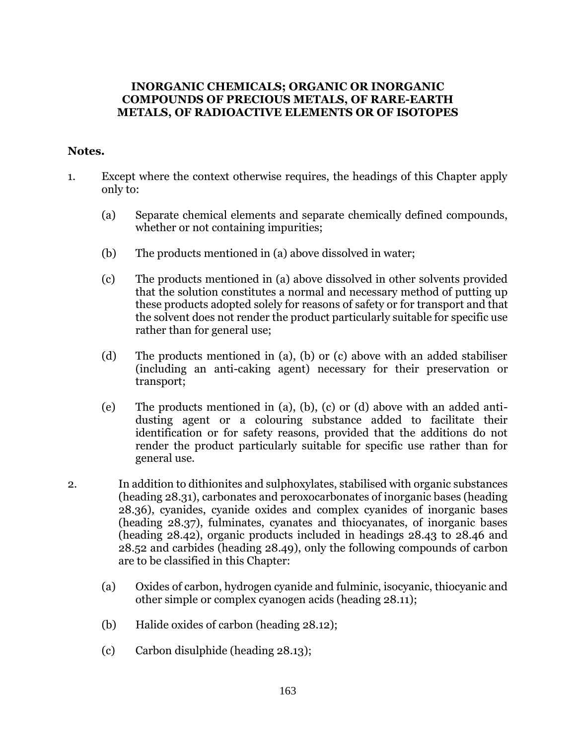# INORGANIC CHEMICALS; ORGANIC OR INORGANIC COMPOUNDS OF PRECIOUS METALS, OF RARE-EARTH METALS, OF RADIOACTIVE ELEMENTS OR OF ISOTOPES

**Notes.**

1. Except where the context otherwise requires, the headings of this Chapter apply only to:

   (a) Separate chemical elements and separate chemically defined compounds, whether or not containing impurities;

   (b) The products mentioned in (a) above dissolved in water;

   (c) The products mentioned in (a) above dissolved in other solvents provided that the solution constitutes a normal and necessary method of putting up these products adopted solely for reasons of safety or for transport and that the solvent does not render the product particularly suitable for specific use rather than for general use;

   (d) The products mentioned in (a), (b) or (c) above with an added stabiliser (including an anti-caking agent) necessary for their preservation or transport;

   (e) The products mentioned in (a), (b), (c) or (d) above with an added anti-dusting agent or a colouring substance added to facilitate their identification or for safety reasons, provided that the additions do not render the product particularly suitable for specific use rather than for general use.

2. In addition to dithionites and sulphoxylates, stabilised with organic substances (heading 28.31), carbonates and peroxocarbonates of inorganic bases (heading 28.36), cyanides, cyanide oxides and complex cyanides of inorganic bases (heading 28.37), fulminates, cyanates and thiocyanates, of inorganic bases (heading 28.42), organic products included in headings 28.43 to 28.46 and 28.52 and carbides (heading 28.49), only the following compounds of carbon are to be classified in this Chapter:

   (a) Oxides of carbon, hydrogen cyanide and fulminic, isocyanic, thiocyanic and other simple or complex cyanogen acids (heading 28.11);

   (b) Halide oxides of carbon (heading 28.12);

   (c) Carbon disulphide (heading 28.13);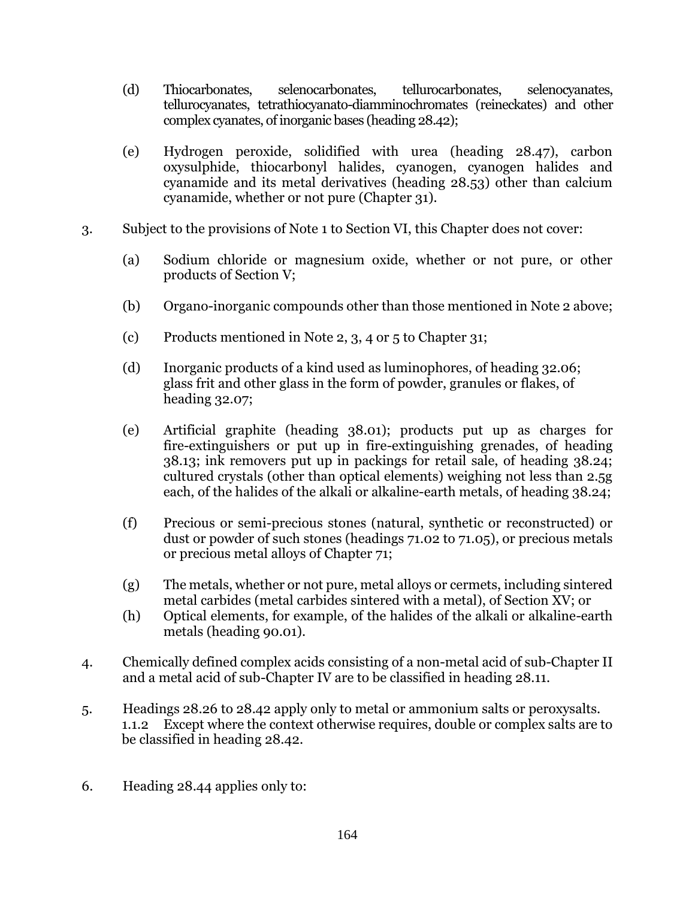(d) Thiocarbonates, selenocarbonates, tellurocarbonates, selenocyanates, tellurocyanates, tetrathiocyanato-diamminochromates (reineckates) and other complex cyanates, of inorganic bases (heading 28.42);

(e) Hydrogen peroxide, solidified with urea (heading 28.47), carbon oxysulphide, thiocarbonyl halides, cyanogen, cyanogen halides and cyanamide and its metal derivatives (heading 28.53) other than calcium cyanamide, whether or not pure (Chapter 31).

3. Subject to the provisions of Note 1 to Section VI, this Chapter does not cover:

(a) Sodium chloride or magnesium oxide, whether or not pure, or other products of Section V;

(b) Organo-inorganic compounds other than those mentioned in Note 2 above;

(c) Products mentioned in Note 2, 3, 4 or 5 to Chapter 31;

(d) Inorganic products of a kind used as luminophores, of heading 32.06; glass frit and other glass in the form of powder, granules or flakes, of heading 32.07;

(e) Artificial graphite (heading 38.01); products put up as charges for fire-extinguishers or put up in fire-extinguishing grenades, of heading 38.13; ink removers put up in packings for retail sale, of heading 38.24; cultured crystals (other than optical elements) weighing not less than 2.5g each, of the halides of the alkali or alkaline-earth metals, of heading 38.24;

(f) Precious or semi-precious stones (natural, synthetic or reconstructed) or dust or powder of such stones (headings 71.02 to 71.05), or precious metals or precious metal alloys of Chapter 71;

(g) The metals, whether or not pure, metal alloys or cermets, including sintered metal carbides (metal carbides sintered with a metal), of Section XV; or

(h) Optical elements, for example, of the halides of the alkali or alkaline-earth metals (heading 90.01).

4. Chemically defined complex acids consisting of a non-metal acid of sub-Chapter II and a metal acid of sub-Chapter IV are to be classified in heading 28.11.

5. Headings 28.26 to 28.42 apply only to metal or ammonium salts or peroxysalts.
1.1.2 Except where the context otherwise requires, double or complex salts are to be classified in heading 28.42.

6. Heading 28.44 applies only to: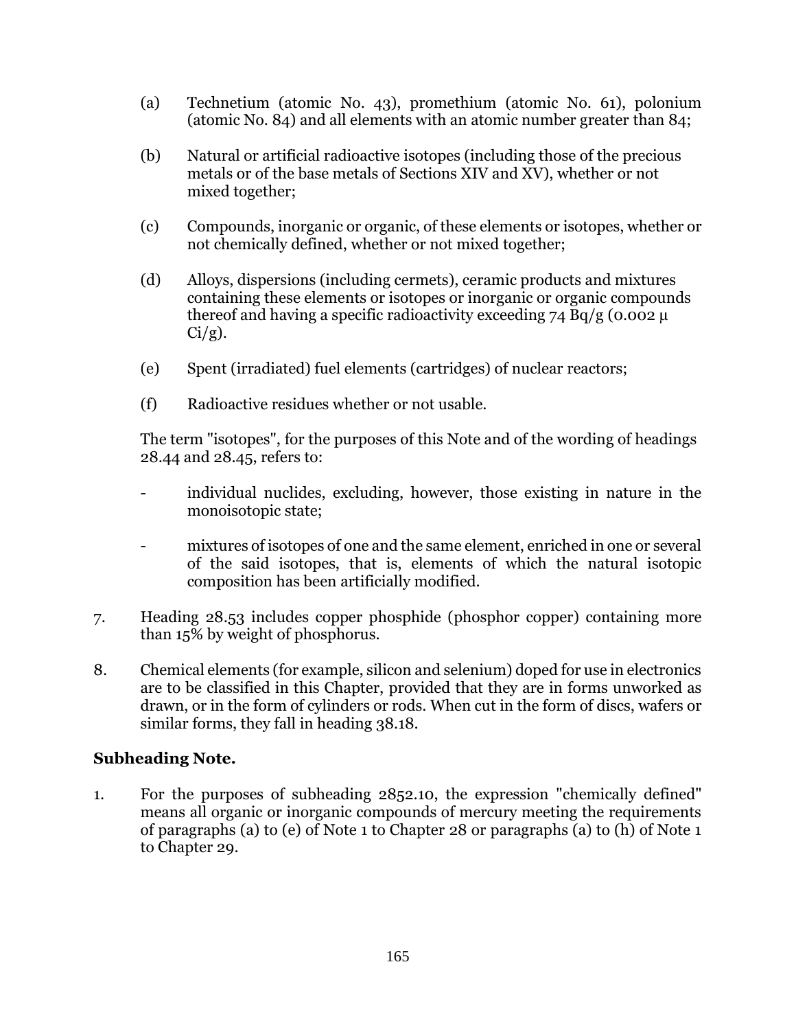(a) Technetium (atomic No. 43), promethium (atomic No. 61), polonium (atomic No. 84) and all elements with an atomic number greater than 84;

(b) Natural or artificial radioactive isotopes (including those of the precious metals or of the base metals of Sections XIV and XV), whether or not mixed together;

(c) Compounds, inorganic or organic, of these elements or isotopes, whether or not chemically defined, whether or not mixed together;

(d) Alloys, dispersions (including cermets), ceramic products and mixtures containing these elements or isotopes or inorganic or organic compounds thereof and having a specific radioactivity exceeding 74 Bq/g (0.002 μ Ci/g).

(e) Spent (irradiated) fuel elements (cartridges) of nuclear reactors;

(f) Radioactive residues whether or not usable.

The term "isotopes", for the purposes of this Note and of the wording of headings 28.44 and 28.45, refers to:

- individual nuclides, excluding, however, those existing in nature in the monoisotopic state;
- mixtures of isotopes of one and the same element, enriched in one or several of the said isotopes, that is, elements of which the natural isotopic composition has been artificially modified.

7. Heading 28.53 includes copper phosphide (phosphor copper) containing more than 15% by weight of phosphorus.

8. Chemical elements (for example, silicon and selenium) doped for use in electronics are to be classified in this Chapter, provided that they are in forms unworked as drawn, or in the form of cylinders or rods. When cut in the form of discs, wafers or similar forms, they fall in heading 38.18.

**Subheading Note.**

1. For the purposes of subheading 2852.10, the expression "chemically defined" means all organic or inorganic compounds of mercury meeting the requirements of paragraphs (a) to (e) of Note 1 to Chapter 28 or paragraphs (a) to (h) of Note 1 to Chapter 29.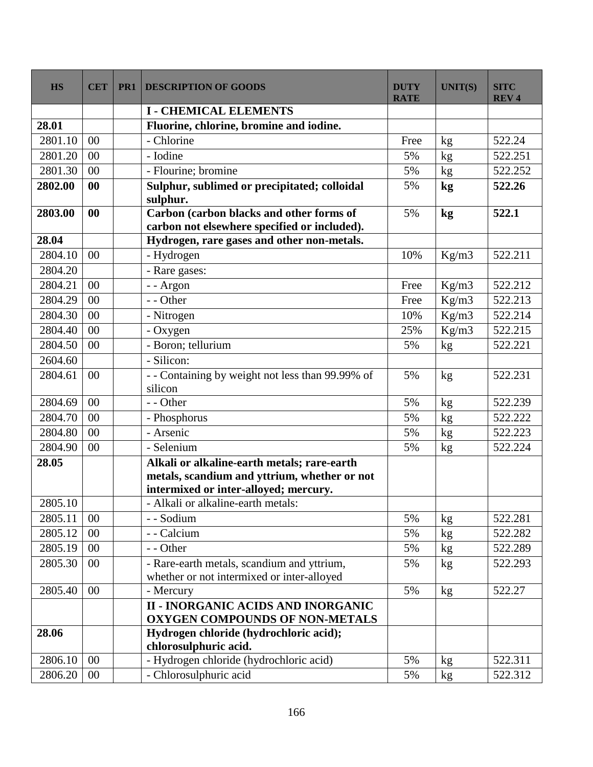| HS | CET | PR1 | DESCRIPTION OF GOODS | DUTY RATE | UNIT(S) | SITC REV 4 |
|---|---|---|---|---|---|---|
| | | | **I - CHEMICAL ELEMENTS** | | | |
| **28.01** | | | **Fluorine, chlorine, bromine and iodine.** | | | |
| 2801.10 | 00 | | - Chlorine | Free | kg | 522.24 |
| 2801.20 | 00 | | - Iodine | 5% | kg | 522.251 |
| 2801.30 | 00 | | - Flourine; bromine | 5% | kg | 522.252 |
| **2802.00** | **00** | | **Sulphur, sublimed or precipitated; colloidal sulphur.** | 5% | **kg** | **522.26** |
| **2803.00** | **00** | | **Carbon (carbon blacks and other forms of carbon not elsewhere specified or included).** | 5% | **kg** | **522.1** |
| **28.04** | | | **Hydrogen, rare gases and other non-metals.** | | | |
| 2804.10 | 00 | | - Hydrogen | 10% | Kg/m3 | 522.211 |
| 2804.20 | | | - Rare gases: | | | |
| 2804.21 | 00 | | - - Argon | Free | Kg/m3 | 522.212 |
| 2804.29 | 00 | | - - Other | Free | Kg/m3 | 522.213 |
| 2804.30 | 00 | | - Nitrogen | 10% | Kg/m3 | 522.214 |
| 2804.40 | 00 | | - Oxygen | 25% | Kg/m3 | 522.215 |
| 2804.50 | 00 | | - Boron; tellurium | 5% | kg | 522.221 |
| 2604.60 | | | - Silicon: | | | |
| 2804.61 | 00 | | - - Containing by weight not less than 99.99% of silicon | 5% | kg | 522.231 |
| 2804.69 | 00 | | - - Other | 5% | kg | 522.239 |
| 2804.70 | 00 | | - Phosphorus | 5% | kg | 522.222 |
| 2804.80 | 00 | | - Arsenic | 5% | kg | 522.223 |
| 2804.90 | 00 | | - Selenium | 5% | kg | 522.224 |
| **28.05** | | | **Alkali or alkaline-earth metals; rare-earth metals, scandium and yttrium, whether or not intermixed or inter-alloyed; mercury.** | | | |
| 2805.10 | | | - Alkali or alkaline-earth metals: | | | |
| 2805.11 | 00 | | - - Sodium | 5% | kg | 522.281 |
| 2805.12 | 00 | | - - Calcium | 5% | kg | 522.282 |
| 2805.19 | 00 | | - - Other | 5% | kg | 522.289 |
| 2805.30 | 00 | | - Rare-earth metals, scandium and yttrium, whether or not intermixed or inter-alloyed | 5% | kg | 522.293 |
| 2805.40 | 00 | | - Mercury | 5% | kg | 522.27 |
| | | | **II - INORGANIC ACIDS AND INORGANIC OXYGEN COMPOUNDS OF NON-METALS** | | | |
| **28.06** | | | **Hydrogen chloride (hydrochloric acid); chlorosulphuric acid.** | | | |
| 2806.10 | 00 | | - Hydrogen chloride (hydrochloric acid) | 5% | kg | 522.311 |
| 2806.20 | 00 | | - Chlorosulphuric acid | 5% | kg | 522.312 |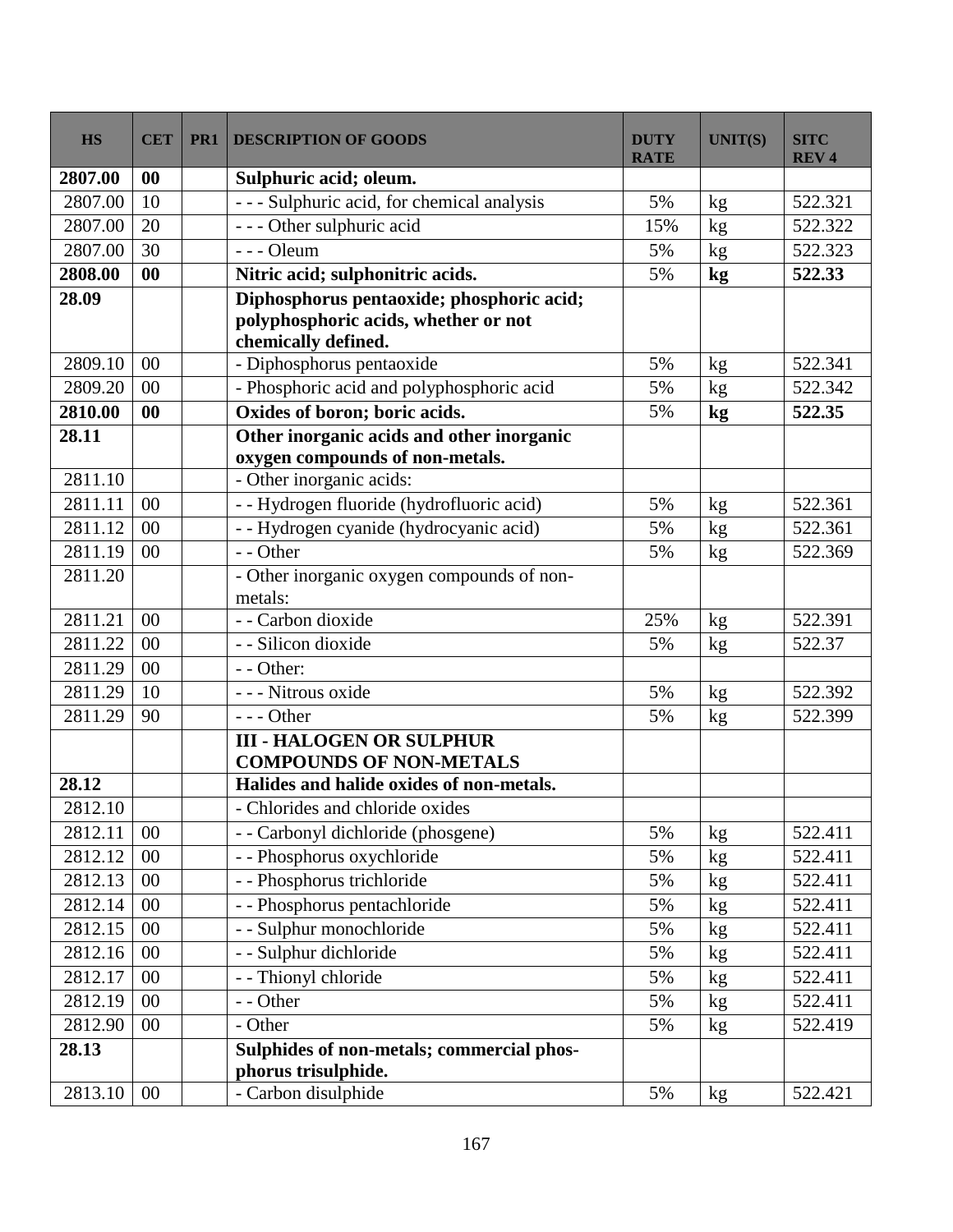| HS | CET | PR1 | DESCRIPTION OF GOODS | DUTY RATE | UNIT(S) | SITC REV 4 |
|---|---|---|---|---|---|---|
| **2807.00** | **00** | | **Sulphuric acid; oleum.** | | | |
| 2807.00 | 10 | | - - - Sulphuric acid, for chemical analysis | 5% | kg | 522.321 |
| 2807.00 | 20 | | - - - Other sulphuric acid | 15% | kg | 522.322 |
| 2807.00 | 30 | | - - - Oleum | 5% | kg | 522.323 |
| **2808.00** | **00** | | **Nitric acid; sulphonitric acids.** | 5% | **kg** | **522.33** |
| **28.09** | | | **Diphosphorus pentaoxide; phosphoric acid; polyphosphoric acids, whether or not chemically defined.** | | | |
| 2809.10 | 00 | | - Diphosphorus pentaoxide | 5% | kg | 522.341 |
| 2809.20 | 00 | | - Phosphoric acid and polyphosphoric acid | 5% | kg | 522.342 |
| **2810.00** | **00** | | **Oxides of boron; boric acids.** | 5% | **kg** | **522.35** |
| **28.11** | | | **Other inorganic acids and other inorganic oxygen compounds of non-metals.** | | | |
| 2811.10 | | | - Other inorganic acids: | | | |
| 2811.11 | 00 | | - - Hydrogen fluoride (hydrofluoric acid) | 5% | kg | 522.361 |
| 2811.12 | 00 | | - - Hydrogen cyanide (hydrocyanic acid) | 5% | kg | 522.361 |
| 2811.19 | 00 | | - - Other | 5% | kg | 522.369 |
| 2811.20 | | | - Other inorganic oxygen compounds of non-metals: | | | |
| 2811.21 | 00 | | - - Carbon dioxide | 25% | kg | 522.391 |
| 2811.22 | 00 | | - - Silicon dioxide | 5% | kg | 522.37 |
| 2811.29 | 00 | | - - Other: | | | |
| 2811.29 | 10 | | - - - Nitrous oxide | 5% | kg | 522.392 |
| 2811.29 | 90 | | - - - Other | 5% | kg | 522.399 |
| | | | **III - HALOGEN OR SULPHUR COMPOUNDS OF NON-METALS** | | | |
| **28.12** | | | **Halides and halide oxides of non-metals.** | | | |
| 2812.10 | | | - Chlorides and chloride oxides | | | |
| 2812.11 | 00 | | - - Carbonyl dichloride (phosgene) | 5% | kg | 522.411 |
| 2812.12 | 00 | | - - Phosphorus oxychloride | 5% | kg | 522.411 |
| 2812.13 | 00 | | - - Phosphorus trichloride | 5% | kg | 522.411 |
| 2812.14 | 00 | | - - Phosphorus pentachloride | 5% | kg | 522.411 |
| 2812.15 | 00 | | - - Sulphur monochloride | 5% | kg | 522.411 |
| 2812.16 | 00 | | - - Sulphur dichloride | 5% | kg | 522.411 |
| 2812.17 | 00 | | - - Thionyl chloride | 5% | kg | 522.411 |
| 2812.19 | 00 | | - - Other | 5% | kg | 522.411 |
| 2812.90 | 00 | | - Other | 5% | kg | 522.419 |
| **28.13** | | | **Sulphides of non-metals; commercial phosphorus trisulphide.** | | | |
| 2813.10 | 00 | | - Carbon disulphide | 5% | kg | 522.421 |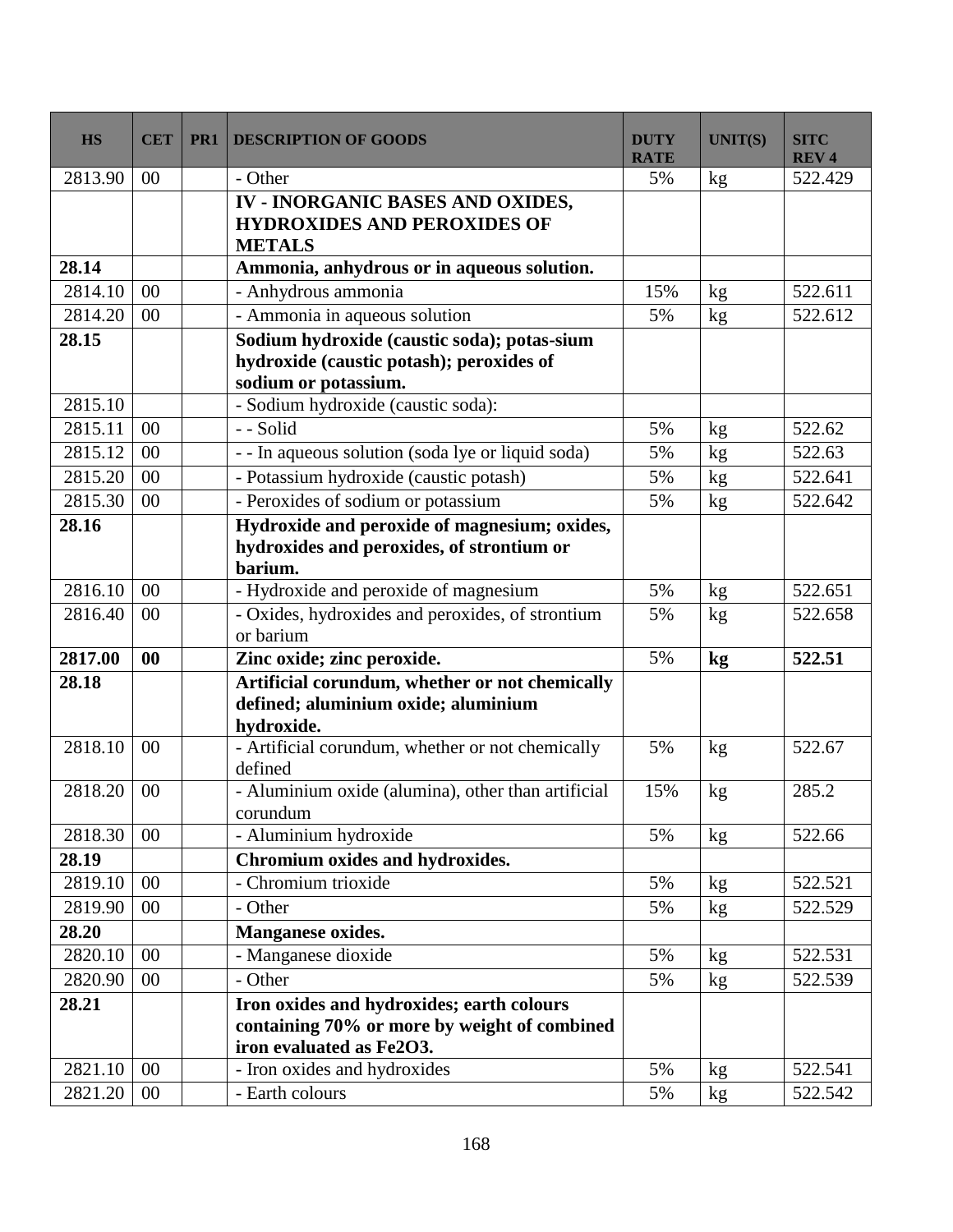| HS | CET | PR1 | DESCRIPTION OF GOODS | DUTY RATE | UNIT(S) | SITC REV 4 |
|---|---|---|---|---|---|---|
| 2813.90 | 00 | | - Other | 5% | kg | 522.429 |
| | | | **IV - INORGANIC BASES AND OXIDES, HYDROXIDES AND PEROXIDES OF METALS** | | | |
| **28.14** | | | **Ammonia, anhydrous or in aqueous solution.** | | | |
| 2814.10 | 00 | | - Anhydrous ammonia | 15% | kg | 522.611 |
| 2814.20 | 00 | | - Ammonia in aqueous solution | 5% | kg | 522.612 |
| **28.15** | | | **Sodium hydroxide (caustic soda); potas-sium hydroxide (caustic potash); peroxides of sodium or potassium.** | | | |
| 2815.10 | | | - Sodium hydroxide (caustic soda): | | | |
| 2815.11 | 00 | | - - Solid | 5% | kg | 522.62 |
| 2815.12 | 00 | | - - In aqueous solution (soda lye or liquid soda) | 5% | kg | 522.63 |
| 2815.20 | 00 | | - Potassium hydroxide (caustic potash) | 5% | kg | 522.641 |
| 2815.30 | 00 | | - Peroxides of sodium or potassium | 5% | kg | 522.642 |
| **28.16** | | | **Hydroxide and peroxide of magnesium; oxides, hydroxides and peroxides, of strontium or barium.** | | | |
| 2816.10 | 00 | | - Hydroxide and peroxide of magnesium | 5% | kg | 522.651 |
| 2816.40 | 00 | | - Oxides, hydroxides and peroxides, of strontium or barium | 5% | kg | 522.658 |
| **2817.00** | **00** | | **Zinc oxide; zinc peroxide.** | 5% | **kg** | **522.51** |
| **28.18** | | | **Artificial corundum, whether or not chemically defined; aluminium oxide; aluminium hydroxide.** | | | |
| 2818.10 | 00 | | - Artificial corundum, whether or not chemically defined | 5% | kg | 522.67 |
| 2818.20 | 00 | | - Aluminium oxide (alumina), other than artificial corundum | 15% | kg | 285.2 |
| 2818.30 | 00 | | - Aluminium hydroxide | 5% | kg | 522.66 |
| **28.19** | | | **Chromium oxides and hydroxides.** | | | |
| 2819.10 | 00 | | - Chromium trioxide | 5% | kg | 522.521 |
| 2819.90 | 00 | | - Other | 5% | kg | 522.529 |
| **28.20** | | | **Manganese oxides.** | | | |
| 2820.10 | 00 | | - Manganese dioxide | 5% | kg | 522.531 |
| 2820.90 | 00 | | - Other | 5% | kg | 522.539 |
| **28.21** | | | **Iron oxides and hydroxides; earth colours containing 70% or more by weight of combined iron evaluated as $Fe_2O_3$.** | | | |
| 2821.10 | 00 | | - Iron oxides and hydroxides | 5% | kg | 522.541 |
| 2821.20 | 00 | | - Earth colours | 5% | kg | 522.542 |